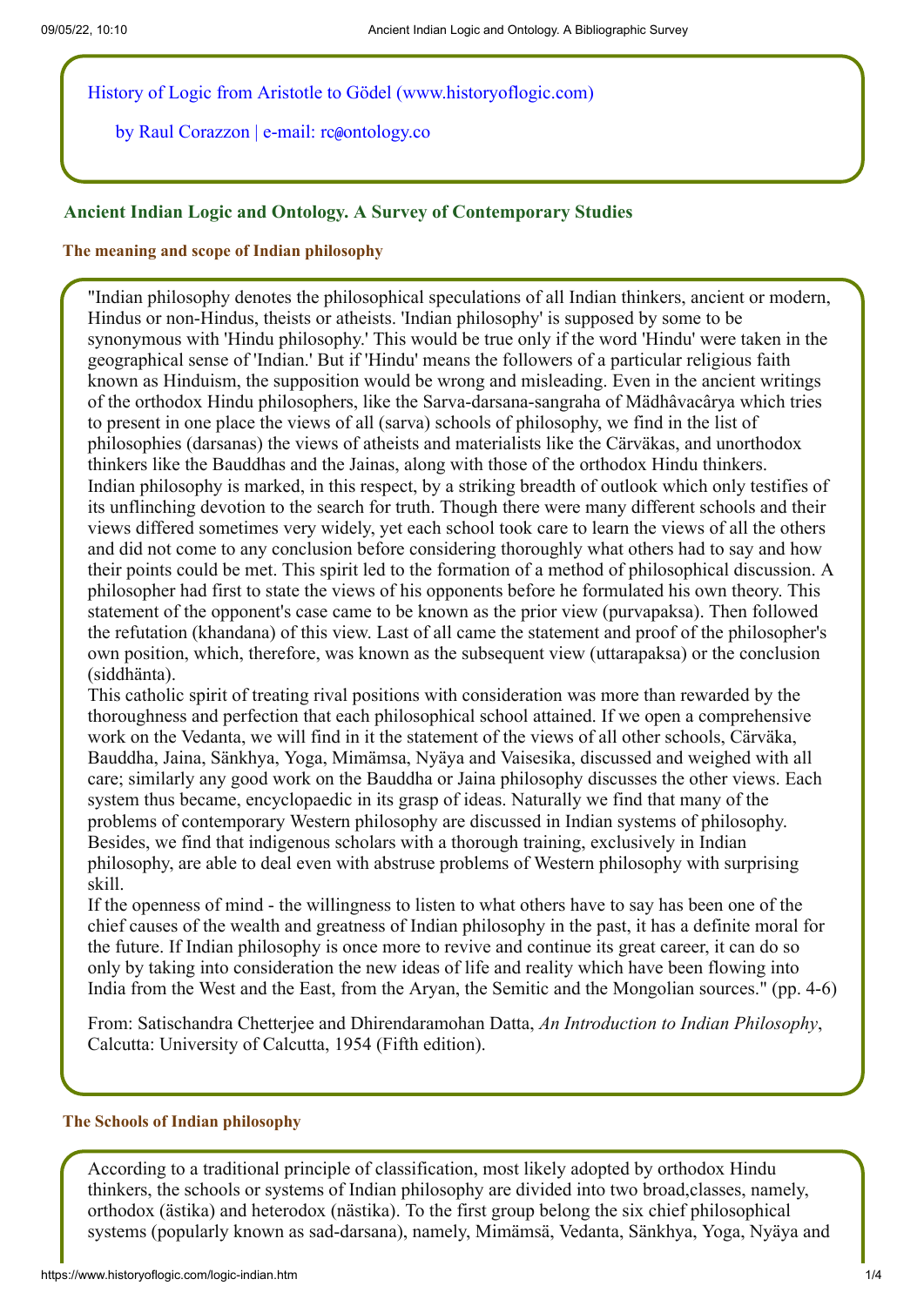History of Logic from Aristotle to Gödel (www.historyoflogic.com)

by Raul Corazzon | e-mail: rc@ontology.co

## Ancient Indian Logic and Ontology. A Survey of Contemporary Studies

### The meaning and scope of Indian philosophy

"Indian philosophy denotes the philosophical speculations of all Indian thinkers, ancient or modern, Hindus or non-Hindus, theists or atheists. 'Indian philosophy' is supposed by some to be synonymous with 'Hindu philosophy.' This would be true only if the word 'Hindu' were taken in the geographical sense of 'Indian.' But if 'Hindu' means the followers of a particular religious faith known as Hinduism, the supposition would be wrong and misleading. Even in the ancient writings of the orthodox Hindu philosophers, like the Sarva-darsana-sangraha of Mädhâvacârya which tries to present in one place the views of all (sarva) schools of philosophy, we find in the list of philosophies (darsanas) the views of atheists and materialists like the Cärväkas, and unorthodox thinkers like the Bauddhas and the Jainas, along with those of the orthodox Hindu thinkers. Indian philosophy is marked, in this respect, by a striking breadth of outlook which only testifies of its unflinching devotion to the search for truth. Though there were many different schools and their views differed sometimes very widely, yet each school took care to learn the views of all the others and did not come to any conclusion before considering thoroughly what others had to say and how their points could be met. This spirit led to the formation of a method of philosophical discussion. A philosopher had first to state the views of his opponents before he formulated his own theory. This statement of the opponent's case came to be known as the prior view (purvapaksa). Then followed the refutation (khandana) of this view. Last of all came the statement and proof of the philosopher's own position, which, therefore, was known as the subsequent view (uttarapaksa) or the conclusion (siddhänta).
This catholic spirit of treating rival positions with consideration was more than rewarded by the thoroughness and perfection that each philosophical school attained. If we open a comprehensive work on the Vedanta, we will find in it the statement of the views of all other schools, Cärväka, Bauddha, Jaina, Sänkhya, Yoga, Mimämsa, Nyäya and Vaisesika, discussed and weighed with all care; similarly any good work on the Bauddha or Jaina philosophy discusses the other views. Each system thus became, encyclopaedic in its grasp of ideas. Naturally we find that many of the problems of contemporary Western philosophy are discussed in Indian systems of philosophy. Besides, we find that indigenous scholars with a thorough training, exclusively in Indian philosophy, are able to deal even with abstruse problems of Western philosophy with surprising skill.
If the openness of mind - the willingness to listen to what others have to say has been one of the chief causes of the wealth and greatness of Indian philosophy in the past, it has a definite moral for the future. If Indian philosophy is once more to revive and continue its great career, it can do so only by taking into consideration the new ideas of life and reality which have been flowing into India from the West and the East, from the Aryan, the Semitic and the Mongolian sources." (pp. 4-6)

From: Satischandra Chetterjee and Dhirendaramohan Datta, *An Introduction to Indian Philosophy*, Calcutta: University of Calcutta, 1954 (Fifth edition).

### The Schools of Indian philosophy

According to a traditional principle of classification, most likely adopted by orthodox Hindu thinkers, the schools or systems of Indian philosophy are divided into two broad,classes, namely, orthodox (ästika) and heterodox (nästika). To the first group belong the six chief philosophical systems (popularly known as sad-darsana), namely, Mimämsä, Vedanta, Sänkhya, Yoga, Nyäya and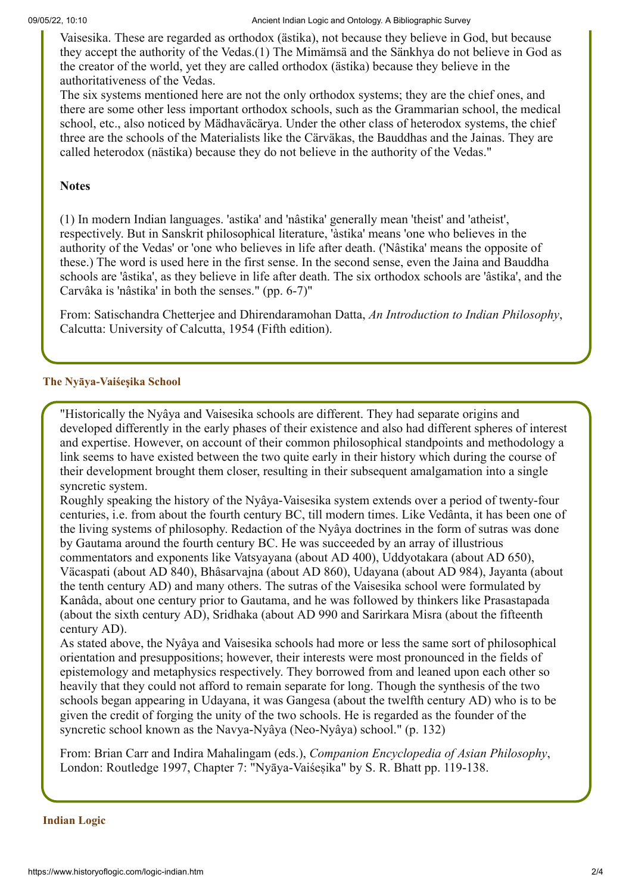Vaisesika. These are regarded as orthodox (ästika), not because they believe in God, but because they accept the authority of the Vedas.(1) The Mimämsä and the Sänkhya do not believe in God as the creator of the world, yet they are called orthodox (ästika) because they believe in the authoritativeness of the Vedas.

The six systems mentioned here are not the only orthodox systems; they are the chief ones, and there are some other less important orthodox schools, such as the Grammarian school, the medical school, etc., also noticed by Mädhaväcärya. Under the other class of heterodox systems, the chief three are the schools of the Materialists like the Cärväkas, the Bauddhas and the Jainas. They are called heterodox (nästika) because they do not believe in the authority of the Vedas."

**Notes**

(1) In modern Indian languages. 'astika' and 'nâstika' generally mean 'theist' and 'atheist', respectively. But in Sanskrit philosophical literature, 'àstika' means 'one who believes in the authority of the Vedas' or 'one who believes in life after death. ('Nâstika' means the opposite of these.) The word is used here in the first sense. In the second sense, even the Jaina and Bauddha schools are 'âstika', as they believe in life after death. The six orthodox schools are 'âstika', and the Carvâka is 'nâstika' in both the senses." (pp. 6-7)"

From: Satischandra Chetterjee and Dhirendaramohan Datta, *An Introduction to Indian Philosophy*, Calcutta: University of Calcutta, 1954 (Fifth edition).

## The Nyāya-Vaiśeṣika School

"Historically the Nyâya and Vaisesika schools are different. They had separate origins and developed differently in the early phases of their existence and also had different spheres of interest and expertise. However, on account of their common philosophical standpoints and methodology a link seems to have existed between the two quite early in their history which during the course of their development brought them closer, resulting in their subsequent amalgamation into a single syncretic system.

Roughly speaking the history of the Nyâya-Vaisesika system extends over a period of twenty-four centuries, i.e. from about the fourth century BC, till modern times. Like Vedânta, it has been one of the living systems of philosophy. Redaction of the Nyâya doctrines in the form of sutras was done by Gautama around the fourth century BC. He was succeeded by an array of illustrious commentators and exponents like Vatsyayana (about AD 400), Uddyotakara (about AD 650), Väcaspati (about AD 840), Bhâsarvajna (about AD 860), Udayana (about AD 984), Jayanta (about the tenth century AD) and many others. The sutras of the Vaisesika school were formulated by Kanâda, about one century prior to Gautama, and he was followed by thinkers like Prasastapada (about the sixth century AD), Sridhaka (about AD 990 and Sarirkara Misra (about the fifteenth century AD).

As stated above, the Nyâya and Vaisesika schools had more or less the same sort of philosophical orientation and presuppositions; however, their interests were most pronounced in the fields of epistemology and metaphysics respectively. They borrowed from and leaned upon each other so heavily that they could not afford to remain separate for long. Though the synthesis of the two schools began appearing in Udayana, it was Gangesa (about the twelfth century AD) who is to be given the credit of forging the unity of the two schools. He is regarded as the founder of the syncretic school known as the Navya-Nyâya (Neo-Nyâya) school." (p. 132)

From: Brian Carr and Indira Mahalingam (eds.), *Companion Encyclopedia of Asian Philosophy*, London: Routledge 1997, Chapter 7: "Nyāya-Vaiśeṣika" by S. R. Bhatt pp. 119-138.

## Indian Logic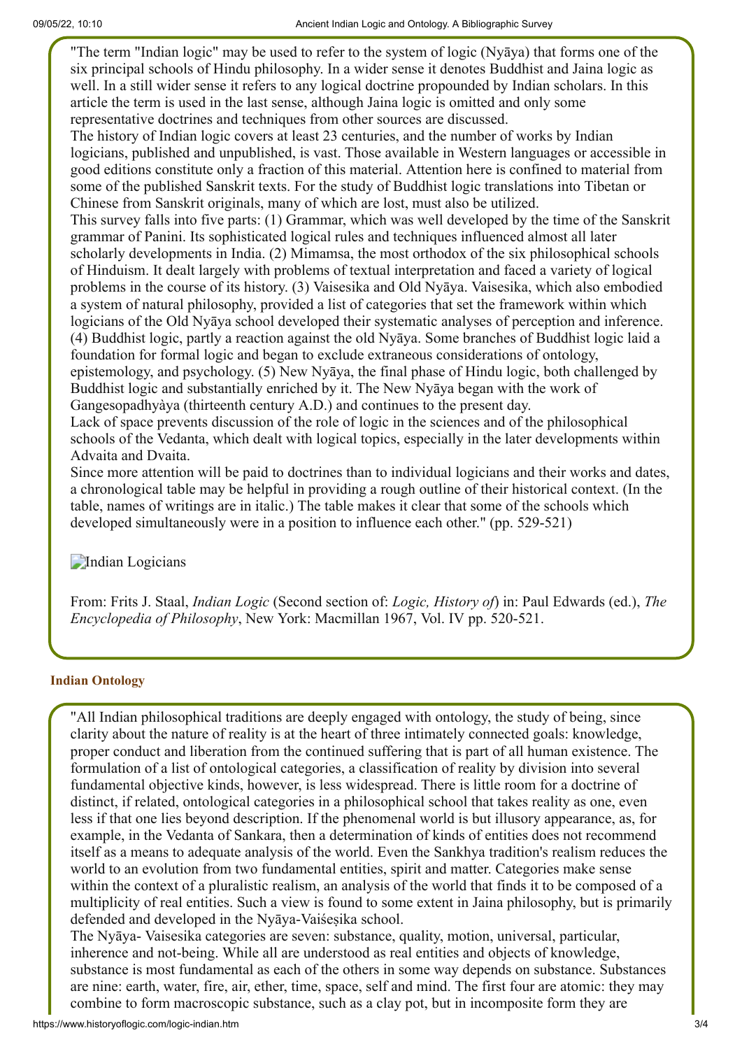"The term "Indian logic" may be used to refer to the system of logic (Nyāya) that forms one of the six principal schools of Hindu philosophy. In a wider sense it denotes Buddhist and Jaina logic as well. In a still wider sense it refers to any logical doctrine propounded by Indian scholars. In this article the term is used in the last sense, although Jaina logic is omitted and only some representative doctrines and techniques from other sources are discussed.

The history of Indian logic covers at least 23 centuries, and the number of works by Indian logicians, published and unpublished, is vast. Those available in Western languages or accessible in good editions constitute only a fraction of this material. Attention here is confined to material from some of the published Sanskrit texts. For the study of Buddhist logic translations into Tibetan or Chinese from Sanskrit originals, many of which are lost, must also be utilized.

This survey falls into five parts: (1) Grammar, which was well developed by the time of the Sanskrit grammar of Panini. Its sophisticated logical rules and techniques influenced almost all later scholarly developments in India. (2) Mimamsa, the most orthodox of the six philosophical schools of Hinduism. It dealt largely with problems of textual interpretation and faced a variety of logical problems in the course of its history. (3) Vaisesika and Old Nyāya. Vaisesika, which also embodied a system of natural philosophy, provided a list of categories that set the framework within which logicians of the Old Nyāya school developed their systematic analyses of perception and inference. (4) Buddhist logic, partly a reaction against the old Nyāya. Some branches of Buddhist logic laid a foundation for formal logic and began to exclude extraneous considerations of ontology, epistemology, and psychology. (5) New Nyāya, the final phase of Hindu logic, both challenged by Buddhist logic and substantially enriched by it. The New Nyāya began with the work of Gangesopadhyàya (thirteenth century A.D.) and continues to the present day.

Lack of space prevents discussion of the role of logic in the sciences and of the philosophical schools of the Vedanta, which dealt with logical topics, especially in the later developments within Advaita and Dvaita.

Since more attention will be paid to doctrines than to individual logicians and their works and dates, a chronological table may be helpful in providing a rough outline of their historical context. (In the table, names of writings are in italic.) The table makes it clear that some of the schools which developed simultaneously were in a position to influence each other." (pp. 529-521)

Indian Logicians

From: Frits J. Staal, *Indian Logic* (Second section of: *Logic, History of*) in: Paul Edwards (ed.), *The Encyclopedia of Philosophy*, New York: Macmillan 1967, Vol. IV pp. 520-521.

## Indian Ontology

"All Indian philosophical traditions are deeply engaged with ontology, the study of being, since clarity about the nature of reality is at the heart of three intimately connected goals: knowledge, proper conduct and liberation from the continued suffering that is part of all human existence. The formulation of a list of ontological categories, a classification of reality by division into several fundamental objective kinds, however, is less widespread. There is little room for a doctrine of distinct, if related, ontological categories in a philosophical school that takes reality as one, even less if that one lies beyond description. If the phenomenal world is but illusory appearance, as, for example, in the Vedanta of Sankara, then a determination of kinds of entities does not recommend itself as a means to adequate analysis of the world. Even the Sankhya tradition's realism reduces the world to an evolution from two fundamental entities, spirit and matter. Categories make sense within the context of a pluralistic realism, an analysis of the world that finds it to be composed of a multiplicity of real entities. Such a view is found to some extent in Jaina philosophy, but is primarily defended and developed in the Nyāya-Vaiśeṣika school.

The Nyāya- Vaisesika categories are seven: substance, quality, motion, universal, particular, inherence and not-being. While all are understood as real entities and objects of knowledge, substance is most fundamental as each of the others in some way depends on substance. Substances are nine: earth, water, fire, air, ether, time, space, self and mind. The first four are atomic: they may combine to form macroscopic substance, such as a clay pot, but in incomposite form they are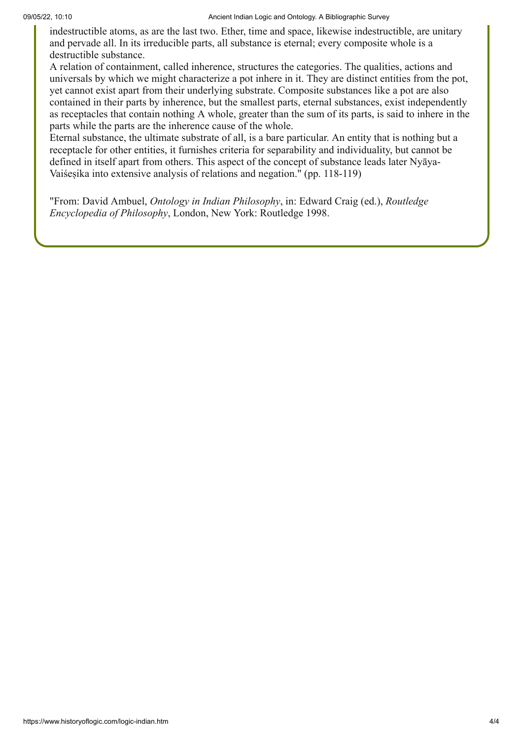indestructible atoms, as are the last two. Ether, time and space, likewise indestructible, are unitary and pervade all. In its irreducible parts, all substance is eternal; every composite whole is a destructible substance.

A relation of containment, called inherence, structures the categories. The qualities, actions and universals by which we might characterize a pot inhere in it. They are distinct entities from the pot, yet cannot exist apart from their underlying substrate. Composite substances like a pot are also contained in their parts by inherence, but the smallest parts, eternal substances, exist independently as receptacles that contain nothing A whole, greater than the sum of its parts, is said to inhere in the parts while the parts are the inherence cause of the whole.

Eternal substance, the ultimate substrate of all, is a bare particular. An entity that is nothing but a receptacle for other entities, it furnishes criteria for separability and individuality, but cannot be defined in itself apart from others. This aspect of the concept of substance leads later Nyāya-Vaiśeṣika into extensive analysis of relations and negation." (pp. 118-119)

"From: David Ambuel, *Ontology in Indian Philosophy*, in: Edward Craig (ed.), *Routledge Encyclopedia of Philosophy*, London, New York: Routledge 1998.